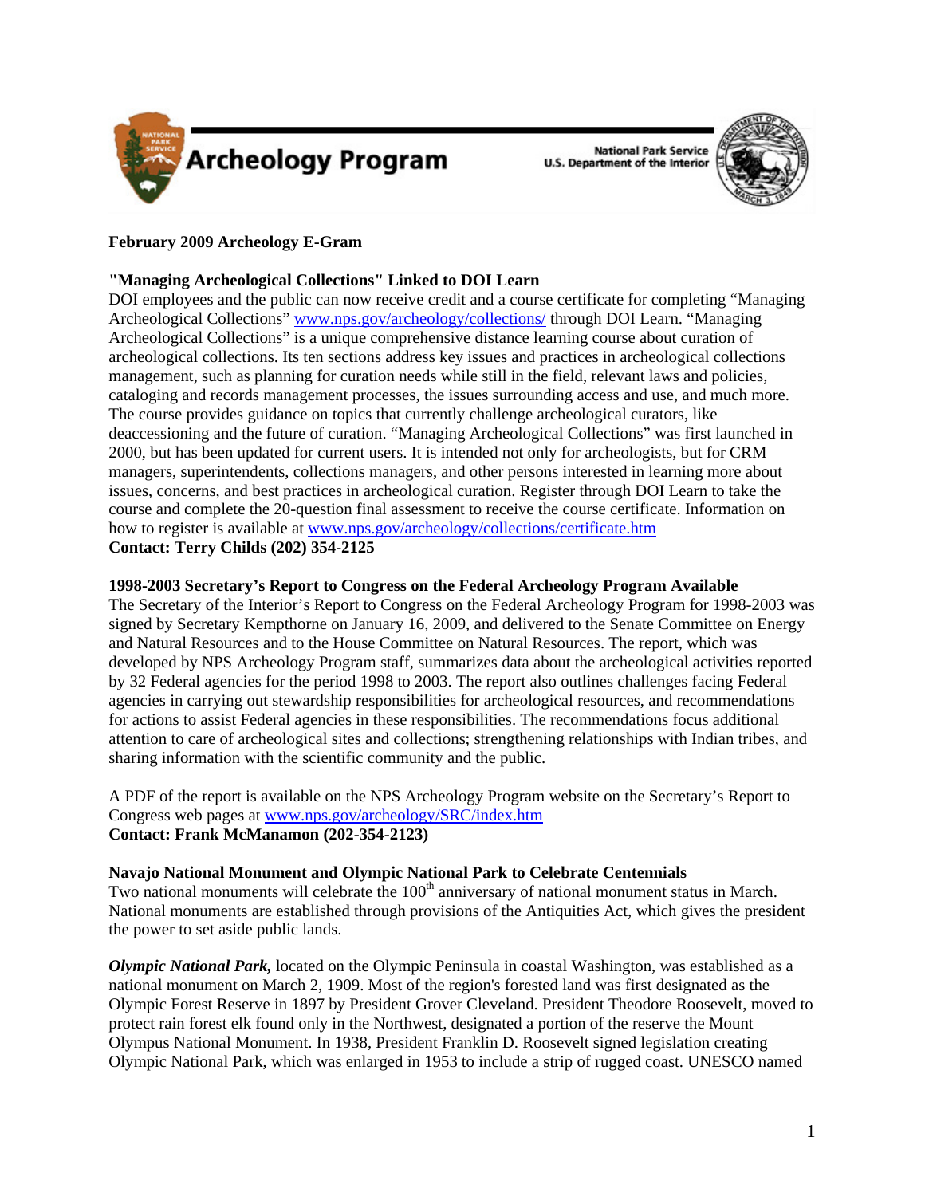Archeology Program

National Park Service
U.S. Department of the Interior

**February 2009 Archeology E-Gram**

**"Managing Archeological Collections" Linked to DOI Learn**

DOI employees and the public can now receive credit and a course certificate for completing "Managing Archeological Collections" www.nps.gov/archeology/collections/ through DOI Learn. "Managing Archeological Collections" is a unique comprehensive distance learning course about curation of archeological collections. Its ten sections address key issues and practices in archeological collections management, such as planning for curation needs while still in the field, relevant laws and policies, cataloging and records management processes, the issues surrounding access and use, and much more. The course provides guidance on topics that currently challenge archeological curators, like deaccessioning and the future of curation. "Managing Archeological Collections" was first launched in 2000, but has been updated for current users. It is intended not only for archeologists, but for CRM managers, superintendents, collections managers, and other persons interested in learning more about issues, concerns, and best practices in archeological curation. Register through DOI Learn to take the course and complete the 20-question final assessment to receive the course certificate. Information on how to register is available at www.nps.gov/archeology/collections/certificate.htm

**Contact: Terry Childs (202) 354-2125**

**1998-2003 Secretary's Report to Congress on the Federal Archeology Program Available**

The Secretary of the Interior's Report to Congress on the Federal Archeology Program for 1998-2003 was signed by Secretary Kempthorne on January 16, 2009, and delivered to the Senate Committee on Energy and Natural Resources and to the House Committee on Natural Resources. The report, which was developed by NPS Archeology Program staff, summarizes data about the archeological activities reported by 32 Federal agencies for the period 1998 to 2003. The report also outlines challenges facing Federal agencies in carrying out stewardship responsibilities for archeological resources, and recommendations for actions to assist Federal agencies in these responsibilities. The recommendations focus additional attention to care of archeological sites and collections; strengthening relationships with Indian tribes, and sharing information with the scientific community and the public.

A PDF of the report is available on the NPS Archeology Program website on the Secretary's Report to Congress web pages at www.nps.gov/archeology/SRC/index.htm

**Contact: Frank McManamon (202-354-2123)**

**Navajo National Monument and Olympic National Park to Celebrate Centennials**

Two national monuments will celebrate the 100th anniversary of national monument status in March. National monuments are established through provisions of the Antiquities Act, which gives the president the power to set aside public lands.

***Olympic National Park,*** located on the Olympic Peninsula in coastal Washington, was established as a national monument on March 2, 1909. Most of the region's forested land was first designated as the Olympic Forest Reserve in 1897 by President Grover Cleveland. President Theodore Roosevelt, moved to protect rain forest elk found only in the Northwest, designated a portion of the reserve the Mount Olympus National Monument. In 1938, President Franklin D. Roosevelt signed legislation creating Olympic National Park, which was enlarged in 1953 to include a strip of rugged coast. UNESCO named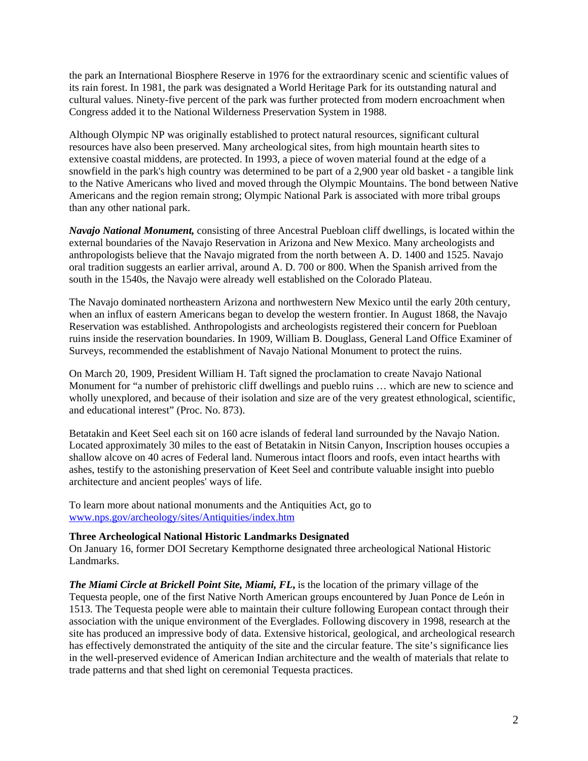the park an International Biosphere Reserve in 1976 for the extraordinary scenic and scientific values of its rain forest. In 1981, the park was designated a World Heritage Park for its outstanding natural and cultural values. Ninety-five percent of the park was further protected from modern encroachment when Congress added it to the National Wilderness Preservation System in 1988.

Although Olympic NP was originally established to protect natural resources, significant cultural resources have also been preserved. Many archeological sites, from high mountain hearth sites to extensive coastal middens, are protected. In 1993, a piece of woven material found at the edge of a snowfield in the park's high country was determined to be part of a 2,900 year old basket - a tangible link to the Native Americans who lived and moved through the Olympic Mountains. The bond between Native Americans and the region remain strong; Olympic National Park is associated with more tribal groups than any other national park.

***Navajo National Monument,*** consisting of three Ancestral Puebloan cliff dwellings, is located within the external boundaries of the Navajo Reservation in Arizona and New Mexico. Many archeologists and anthropologists believe that the Navajo migrated from the north between A. D. 1400 and 1525. Navajo oral tradition suggests an earlier arrival, around A. D. 700 or 800. When the Spanish arrived from the south in the 1540s, the Navajo were already well established on the Colorado Plateau.

The Navajo dominated northeastern Arizona and northwestern New Mexico until the early 20th century, when an influx of eastern Americans began to develop the western frontier. In August 1868, the Navajo Reservation was established. Anthropologists and archeologists registered their concern for Puebloan ruins inside the reservation boundaries. In 1909, William B. Douglass, General Land Office Examiner of Surveys, recommended the establishment of Navajo National Monument to protect the ruins.

On March 20, 1909, President William H. Taft signed the proclamation to create Navajo National Monument for "a number of prehistoric cliff dwellings and pueblo ruins … which are new to science and wholly unexplored, and because of their isolation and size are of the very greatest ethnological, scientific, and educational interest" (Proc. No. 873).

Betatakin and Keet Seel each sit on 160 acre islands of federal land surrounded by the Navajo Nation. Located approximately 30 miles to the east of Betatakin in Nitsin Canyon, Inscription houses occupies a shallow alcove on 40 acres of Federal land. Numerous intact floors and roofs, even intact hearths with ashes, testify to the astonishing preservation of Keet Seel and contribute valuable insight into pueblo architecture and ancient peoples' ways of life.

To learn more about national monuments and the Antiquities Act, go to [www.nps.gov/archeology/sites/Antiquities/index.htm](www.nps.gov/archeology/sites/Antiquities/index.htm)

**Three Archeological National Historic Landmarks Designated**

On January 16, former DOI Secretary Kempthorne designated three archeological National Historic Landmarks.

***The Miami Circle at Brickell Point Site, Miami, FL,*** is the location of the primary village of the Tequesta people, one of the first Native North American groups encountered by Juan Ponce de León in 1513. The Tequesta people were able to maintain their culture following European contact through their association with the unique environment of the Everglades. Following discovery in 1998, research at the site has produced an impressive body of data. Extensive historical, geological, and archeological research has effectively demonstrated the antiquity of the site and the circular feature. The site's significance lies in the well-preserved evidence of American Indian architecture and the wealth of materials that relate to trade patterns and that shed light on ceremonial Tequesta practices.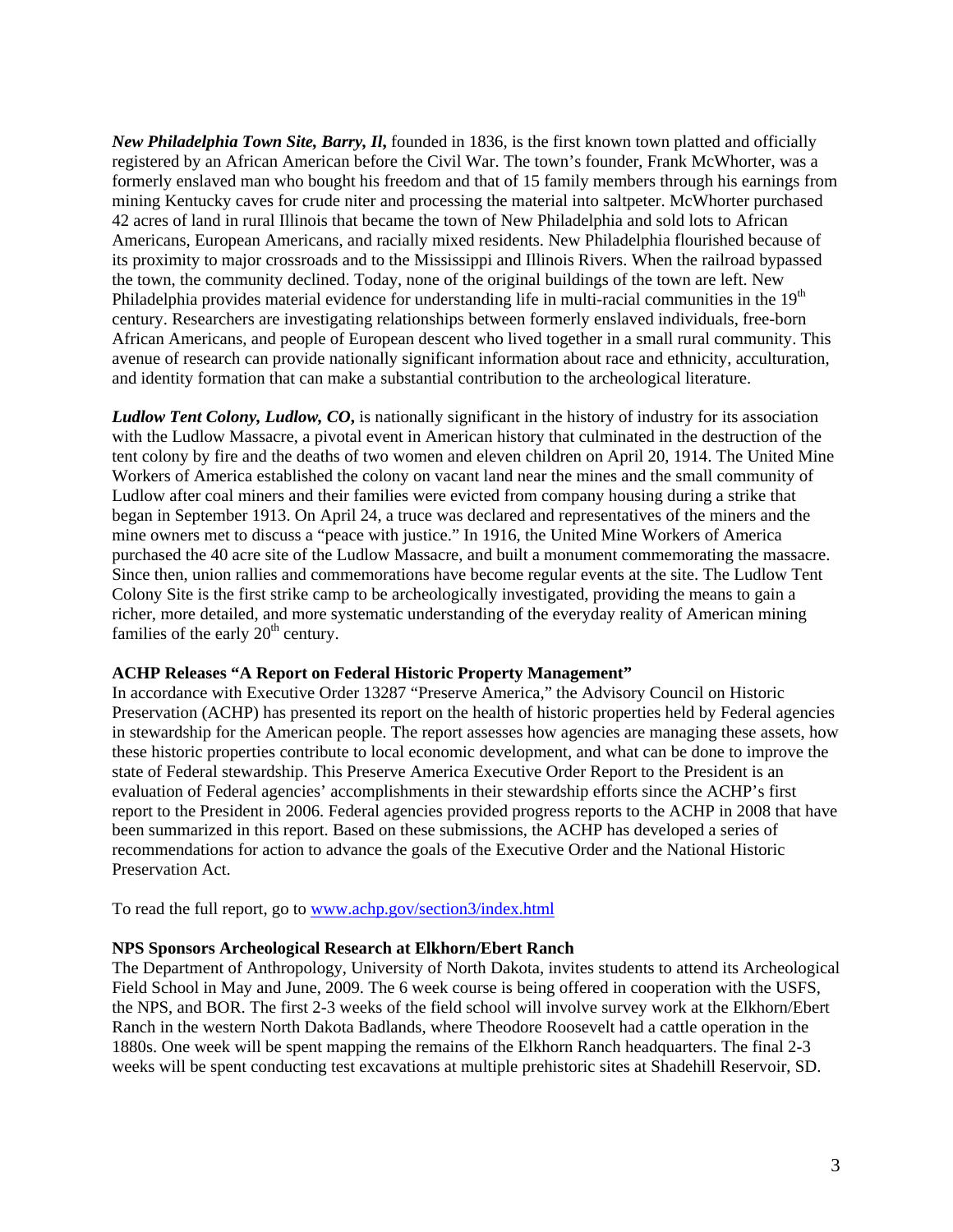***New Philadelphia Town Site, Barry, Il,*** founded in 1836, is the first known town platted and officially registered by an African American before the Civil War. The town's founder, Frank McWhorter, was a formerly enslaved man who bought his freedom and that of 15 family members through his earnings from mining Kentucky caves for crude niter and processing the material into saltpeter. McWhorter purchased 42 acres of land in rural Illinois that became the town of New Philadelphia and sold lots to African Americans, European Americans, and racially mixed residents. New Philadelphia flourished because of its proximity to major crossroads and to the Mississippi and Illinois Rivers. When the railroad bypassed the town, the community declined. Today, none of the original buildings of the town are left. New Philadelphia provides material evidence for understanding life in multi-racial communities in the 19th century. Researchers are investigating relationships between formerly enslaved individuals, free-born African Americans, and people of European descent who lived together in a small rural community. This avenue of research can provide nationally significant information about race and ethnicity, acculturation, and identity formation that can make a substantial contribution to the archeological literature.

***Ludlow Tent Colony, Ludlow, CO,*** is nationally significant in the history of industry for its association with the Ludlow Massacre, a pivotal event in American history that culminated in the destruction of the tent colony by fire and the deaths of two women and eleven children on April 20, 1914. The United Mine Workers of America established the colony on vacant land near the mines and the small community of Ludlow after coal miners and their families were evicted from company housing during a strike that began in September 1913. On April 24, a truce was declared and representatives of the miners and the mine owners met to discuss a "peace with justice." In 1916, the United Mine Workers of America purchased the 40 acre site of the Ludlow Massacre, and built a monument commemorating the massacre. Since then, union rallies and commemorations have become regular events at the site. The Ludlow Tent Colony Site is the first strike camp to be archeologically investigated, providing the means to gain a richer, more detailed, and more systematic understanding of the everyday reality of American mining families of the early 20th century.

**ACHP Releases "A Report on Federal Historic Property Management"**

In accordance with Executive Order 13287 "Preserve America," the Advisory Council on Historic Preservation (ACHP) has presented its report on the health of historic properties held by Federal agencies in stewardship for the American people. The report assesses how agencies are managing these assets, how these historic properties contribute to local economic development, and what can be done to improve the state of Federal stewardship. This Preserve America Executive Order Report to the President is an evaluation of Federal agencies' accomplishments in their stewardship efforts since the ACHP's first report to the President in 2006. Federal agencies provided progress reports to the ACHP in 2008 that have been summarized in this report. Based on these submissions, the ACHP has developed a series of recommendations for action to advance the goals of the Executive Order and the National Historic Preservation Act.

To read the full report, go to [www.achp.gov/section3/index.html](www.achp.gov/section3/index.html)

**NPS Sponsors Archeological Research at Elkhorn/Ebert Ranch**

The Department of Anthropology, University of North Dakota, invites students to attend its Archeological Field School in May and June, 2009. The 6 week course is being offered in cooperation with the USFS, the NPS, and BOR. The first 2-3 weeks of the field school will involve survey work at the Elkhorn/Ebert Ranch in the western North Dakota Badlands, where Theodore Roosevelt had a cattle operation in the 1880s. One week will be spent mapping the remains of the Elkhorn Ranch headquarters. The final 2-3 weeks will be spent conducting test excavations at multiple prehistoric sites at Shadehill Reservoir, SD.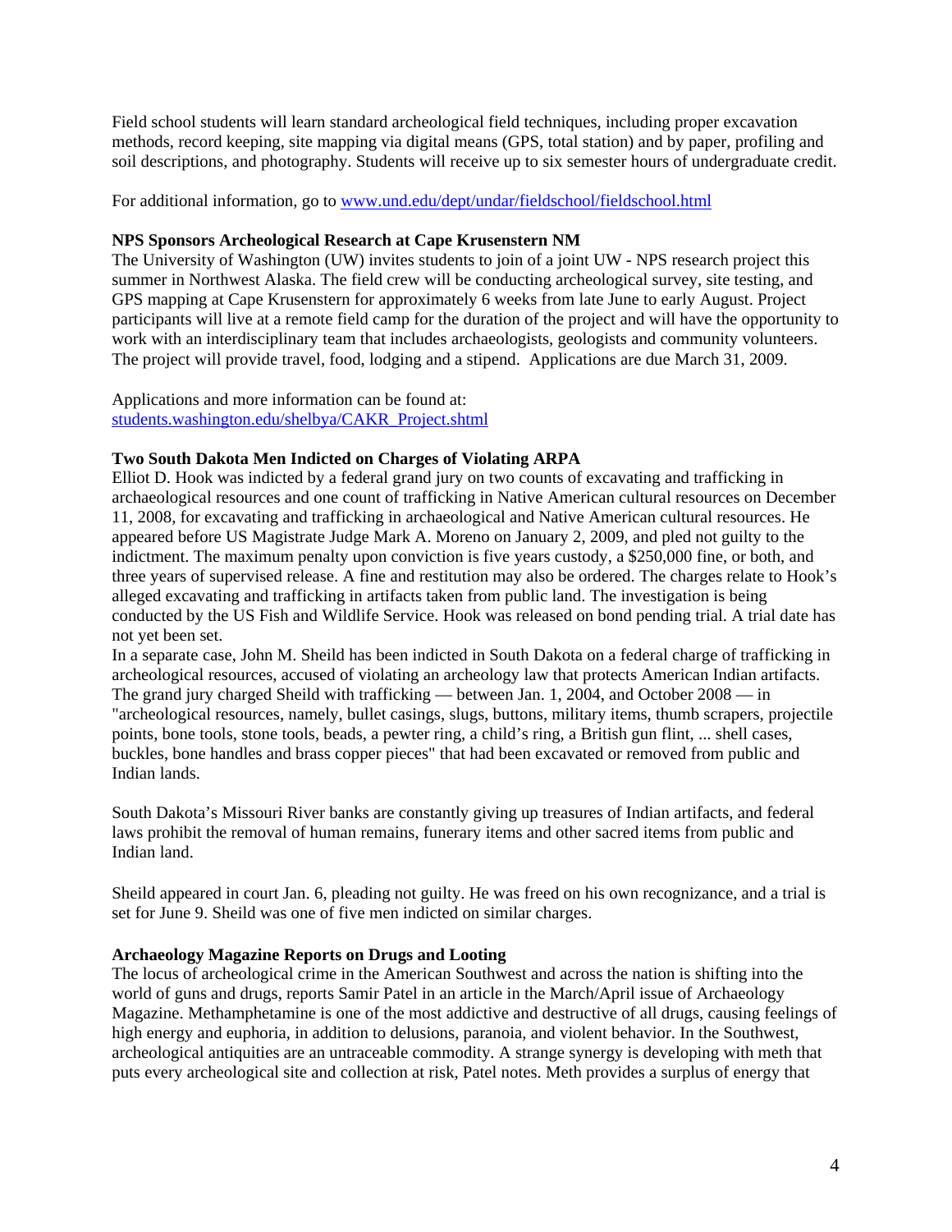Field school students will learn standard archeological field techniques, including proper excavation methods, record keeping, site mapping via digital means (GPS, total station) and by paper, profiling and soil descriptions, and photography. Students will receive up to six semester hours of undergraduate credit.

For additional information, go to [www.und.edu/dept/undar/fieldschool/fieldschool.html](www.und.edu/dept/undar/fieldschool/fieldschool.html)

**NPS Sponsors Archeological Research at Cape Krusenstern NM**

The University of Washington (UW) invites students to join of a joint UW - NPS research project this summer in Northwest Alaska. The field crew will be conducting archeological survey, site testing, and GPS mapping at Cape Krusenstern for approximately 6 weeks from late June to early August. Project participants will live at a remote field camp for the duration of the project and will have the opportunity to work with an interdisciplinary team that includes archaeologists, geologists and community volunteers. The project will provide travel, food, lodging and a stipend. Applications are due March 31, 2009.

Applications and more information can be found at:
[students.washington.edu/shelbya/CAKR_Project.shtml](students.washington.edu/shelbya/CAKR_Project.shtml)

**Two South Dakota Men Indicted on Charges of Violating ARPA**

Elliot D. Hook was indicted by a federal grand jury on two counts of excavating and trafficking in archaeological resources and one count of trafficking in Native American cultural resources on December 11, 2008, for excavating and trafficking in archaeological and Native American cultural resources. He appeared before US Magistrate Judge Mark A. Moreno on January 2, 2009, and pled not guilty to the indictment. The maximum penalty upon conviction is five years custody, a $250,000 fine, or both, and three years of supervised release. A fine and restitution may also be ordered. The charges relate to Hook's alleged excavating and trafficking in artifacts taken from public land. The investigation is being conducted by the US Fish and Wildlife Service. Hook was released on bond pending trial. A trial date has not yet been set.

In a separate case, John M. Sheild has been indicted in South Dakota on a federal charge of trafficking in archeological resources, accused of violating an archeology law that protects American Indian artifacts. The grand jury charged Sheild with trafficking — between Jan. 1, 2004, and October 2008 — in "archeological resources, namely, bullet casings, slugs, buttons, military items, thumb scrapers, projectile points, bone tools, stone tools, beads, a pewter ring, a child's ring, a British gun flint, ... shell cases, buckles, bone handles and brass copper pieces" that had been excavated or removed from public and Indian lands.

South Dakota's Missouri River banks are constantly giving up treasures of Indian artifacts, and federal laws prohibit the removal of human remains, funerary items and other sacred items from public and Indian land.

Sheild appeared in court Jan. 6, pleading not guilty. He was freed on his own recognizance, and a trial is set for June 9. Sheild was one of five men indicted on similar charges.

**Archaeology Magazine Reports on Drugs and Looting**

The locus of archeological crime in the American Southwest and across the nation is shifting into the world of guns and drugs, reports Samir Patel in an article in the March/April issue of Archaeology Magazine. Methamphetamine is one of the most addictive and destructive of all drugs, causing feelings of high energy and euphoria, in addition to delusions, paranoia, and violent behavior. In the Southwest, archeological antiquities are an untraceable commodity. A strange synergy is developing with meth that puts every archeological site and collection at risk, Patel notes. Meth provides a surplus of energy that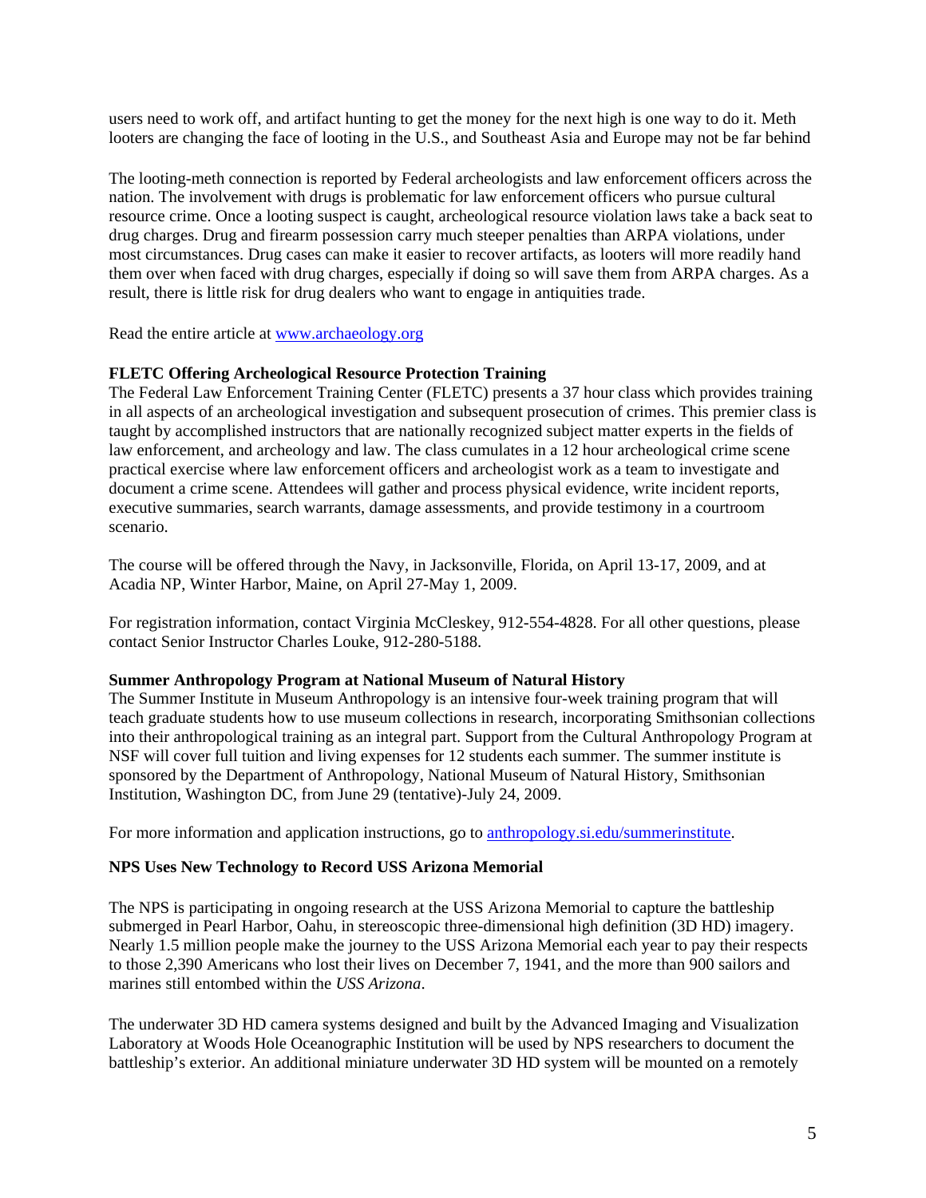users need to work off, and artifact hunting to get the money for the next high is one way to do it. Meth looters are changing the face of looting in the U.S., and Southeast Asia and Europe may not be far behind

The looting-meth connection is reported by Federal archeologists and law enforcement officers across the nation. The involvement with drugs is problematic for law enforcement officers who pursue cultural resource crime. Once a looting suspect is caught, archeological resource violation laws take a back seat to drug charges. Drug and firearm possession carry much steeper penalties than ARPA violations, under most circumstances. Drug cases can make it easier to recover artifacts, as looters will more readily hand them over when faced with drug charges, especially if doing so will save them from ARPA charges. As a result, there is little risk for drug dealers who want to engage in antiquities trade.

Read the entire article at [www.archaeology.org](www.archaeology.org)

**FLETC Offering Archeological Resource Protection Training**

The Federal Law Enforcement Training Center (FLETC) presents a 37 hour class which provides training in all aspects of an archeological investigation and subsequent prosecution of crimes. This premier class is taught by accomplished instructors that are nationally recognized subject matter experts in the fields of law enforcement, and archeology and law. The class cumulates in a 12 hour archeological crime scene practical exercise where law enforcement officers and archeologist work as a team to investigate and document a crime scene. Attendees will gather and process physical evidence, write incident reports, executive summaries, search warrants, damage assessments, and provide testimony in a courtroom scenario.

The course will be offered through the Navy, in Jacksonville, Florida, on April 13-17, 2009, and at Acadia NP, Winter Harbor, Maine, on April 27-May 1, 2009.

For registration information, contact Virginia McCleskey, 912-554-4828. For all other questions, please contact Senior Instructor Charles Louke, 912-280-5188.

**Summer Anthropology Program at National Museum of Natural History**

The Summer Institute in Museum Anthropology is an intensive four-week training program that will teach graduate students how to use museum collections in research, incorporating Smithsonian collections into their anthropological training as an integral part. Support from the Cultural Anthropology Program at NSF will cover full tuition and living expenses for 12 students each summer. The summer institute is sponsored by the Department of Anthropology, National Museum of Natural History, Smithsonian Institution, Washington DC, from June 29 (tentative)-July 24, 2009.

For more information and application instructions, go to [anthropology.si.edu/summerinstitute](anthropology.si.edu/summerinstitute).

**NPS Uses New Technology to Record USS Arizona Memorial**

The NPS is participating in ongoing research at the USS Arizona Memorial to capture the battleship submerged in Pearl Harbor, Oahu, in stereoscopic three-dimensional high definition (3D HD) imagery. Nearly 1.5 million people make the journey to the USS Arizona Memorial each year to pay their respects to those 2,390 Americans who lost their lives on December 7, 1941, and the more than 900 sailors and marines still entombed within the *USS Arizona*.

The underwater 3D HD camera systems designed and built by the Advanced Imaging and Visualization Laboratory at Woods Hole Oceanographic Institution will be used by NPS researchers to document the battleship's exterior. An additional miniature underwater 3D HD system will be mounted on a remotely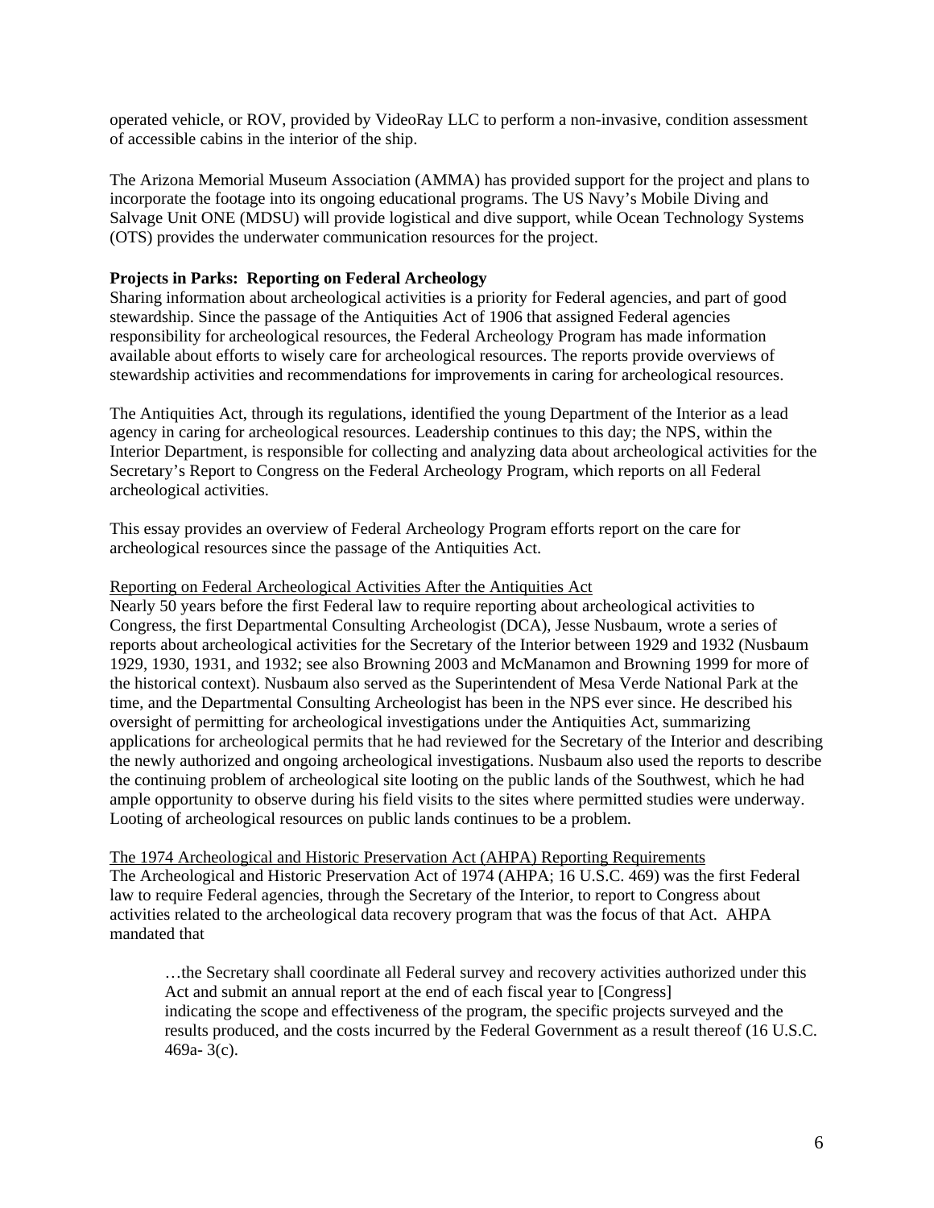operated vehicle, or ROV, provided by VideoRay LLC to perform a non-invasive, condition assessment of accessible cabins in the interior of the ship.

The Arizona Memorial Museum Association (AMMA) has provided support for the project and plans to incorporate the footage into its ongoing educational programs. The US Navy's Mobile Diving and Salvage Unit ONE (MDSU) will provide logistical and dive support, while Ocean Technology Systems (OTS) provides the underwater communication resources for the project.

**Projects in Parks: Reporting on Federal Archeology**

Sharing information about archeological activities is a priority for Federal agencies, and part of good stewardship. Since the passage of the Antiquities Act of 1906 that assigned Federal agencies responsibility for archeological resources, the Federal Archeology Program has made information available about efforts to wisely care for archeological resources. The reports provide overviews of stewardship activities and recommendations for improvements in caring for archeological resources.

The Antiquities Act, through its regulations, identified the young Department of the Interior as a lead agency in caring for archeological resources. Leadership continues to this day; the NPS, within the Interior Department, is responsible for collecting and analyzing data about archeological activities for the Secretary's Report to Congress on the Federal Archeology Program, which reports on all Federal archeological activities.

This essay provides an overview of Federal Archeology Program efforts report on the care for archeological resources since the passage of the Antiquities Act.

Reporting on Federal Archeological Activities After the Antiquities Act

Nearly 50 years before the first Federal law to require reporting about archeological activities to Congress, the first Departmental Consulting Archeologist (DCA), Jesse Nusbaum, wrote a series of reports about archeological activities for the Secretary of the Interior between 1929 and 1932 (Nusbaum 1929, 1930, 1931, and 1932; see also Browning 2003 and McManamon and Browning 1999 for more of the historical context). Nusbaum also served as the Superintendent of Mesa Verde National Park at the time, and the Departmental Consulting Archeologist has been in the NPS ever since. He described his oversight of permitting for archeological investigations under the Antiquities Act, summarizing applications for archeological permits that he had reviewed for the Secretary of the Interior and describing the newly authorized and ongoing archeological investigations. Nusbaum also used the reports to describe the continuing problem of archeological site looting on the public lands of the Southwest, which he had ample opportunity to observe during his field visits to the sites where permitted studies were underway. Looting of archeological resources on public lands continues to be a problem.

The 1974 Archeological and Historic Preservation Act (AHPA) Reporting Requirements

The Archeological and Historic Preservation Act of 1974 (AHPA; 16 U.S.C. 469) was the first Federal law to require Federal agencies, through the Secretary of the Interior, to report to Congress about activities related to the archeological data recovery program that was the focus of that Act. AHPA mandated that

> …the Secretary shall coordinate all Federal survey and recovery activities authorized under this Act and submit an annual report at the end of each fiscal year to [Congress] indicating the scope and effectiveness of the program, the specific projects surveyed and the results produced, and the costs incurred by the Federal Government as a result thereof (16 U.S.C. 469a- 3(c).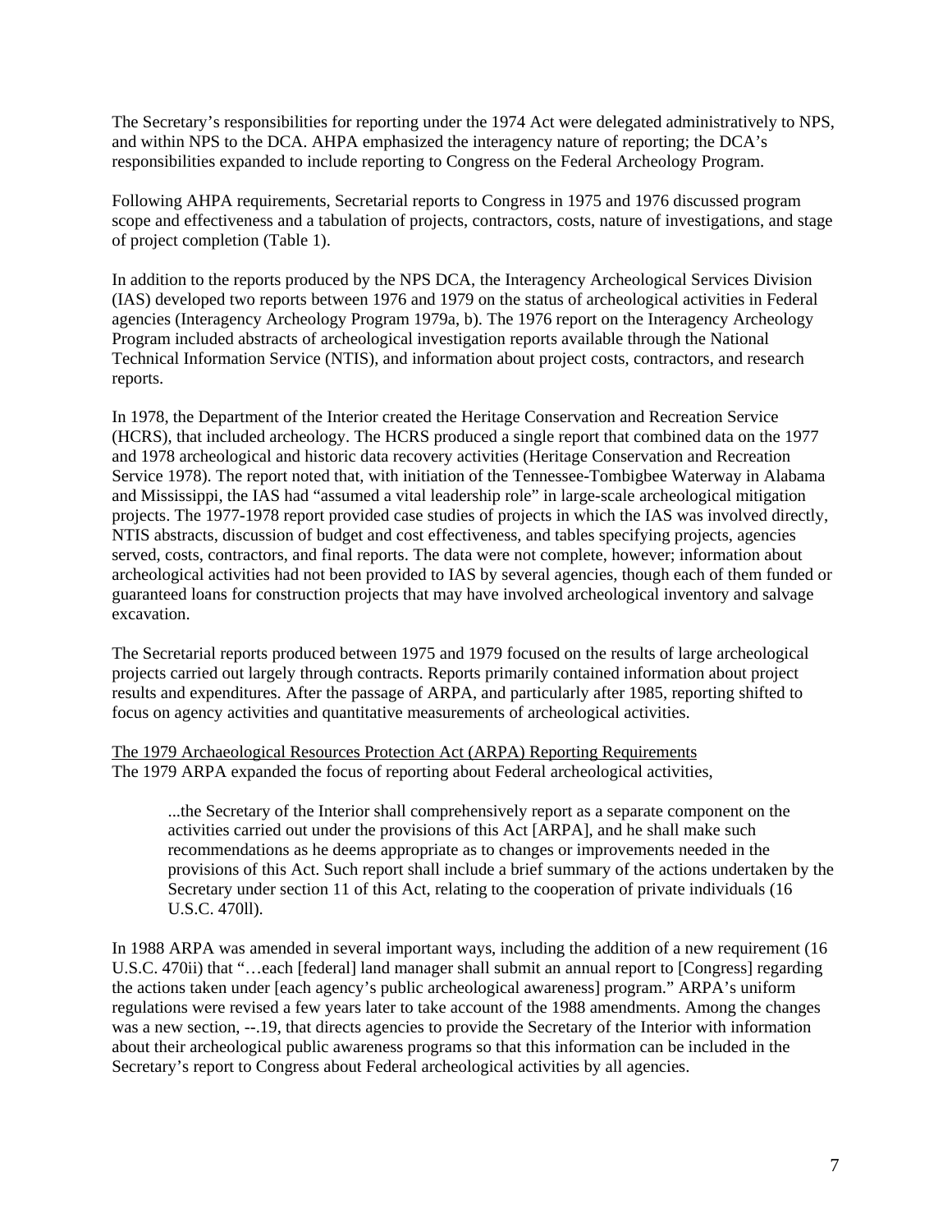The Secretary's responsibilities for reporting under the 1974 Act were delegated administratively to NPS, and within NPS to the DCA. AHPA emphasized the interagency nature of reporting; the DCA's responsibilities expanded to include reporting to Congress on the Federal Archeology Program.

Following AHPA requirements, Secretarial reports to Congress in 1975 and 1976 discussed program scope and effectiveness and a tabulation of projects, contractors, costs, nature of investigations, and stage of project completion (Table 1).

In addition to the reports produced by the NPS DCA, the Interagency Archeological Services Division (IAS) developed two reports between 1976 and 1979 on the status of archeological activities in Federal agencies (Interagency Archeology Program 1979a, b). The 1976 report on the Interagency Archeology Program included abstracts of archeological investigation reports available through the National Technical Information Service (NTIS), and information about project costs, contractors, and research reports.

In 1978, the Department of the Interior created the Heritage Conservation and Recreation Service (HCRS), that included archeology. The HCRS produced a single report that combined data on the 1977 and 1978 archeological and historic data recovery activities (Heritage Conservation and Recreation Service 1978). The report noted that, with initiation of the Tennessee-Tombigbee Waterway in Alabama and Mississippi, the IAS had "assumed a vital leadership role" in large-scale archeological mitigation projects. The 1977-1978 report provided case studies of projects in which the IAS was involved directly, NTIS abstracts, discussion of budget and cost effectiveness, and tables specifying projects, agencies served, costs, contractors, and final reports. The data were not complete, however; information about archeological activities had not been provided to IAS by several agencies, though each of them funded or guaranteed loans for construction projects that may have involved archeological inventory and salvage excavation.

The Secretarial reports produced between 1975 and 1979 focused on the results of large archeological projects carried out largely through contracts. Reports primarily contained information about project results and expenditures. After the passage of ARPA, and particularly after 1985, reporting shifted to focus on agency activities and quantitative measurements of archeological activities.

<u>The 1979 Archaeological Resources Protection Act (ARPA) Reporting Requirements</u>
The 1979 ARPA expanded the focus of reporting about Federal archeological activities,

> ...the Secretary of the Interior shall comprehensively report as a separate component on the activities carried out under the provisions of this Act [ARPA], and he shall make such recommendations as he deems appropriate as to changes or improvements needed in the provisions of this Act. Such report shall include a brief summary of the actions undertaken by the Secretary under section 11 of this Act, relating to the cooperation of private individuals (16 U.S.C. 470ll).

In 1988 ARPA was amended in several important ways, including the addition of a new requirement (16 U.S.C. 470ii) that "…each [federal] land manager shall submit an annual report to [Congress] regarding the actions taken under [each agency's public archeological awareness] program." ARPA's uniform regulations were revised a few years later to take account of the 1988 amendments. Among the changes was a new section, --.19, that directs agencies to provide the Secretary of the Interior with information about their archeological public awareness programs so that this information can be included in the Secretary's report to Congress about Federal archeological activities by all agencies.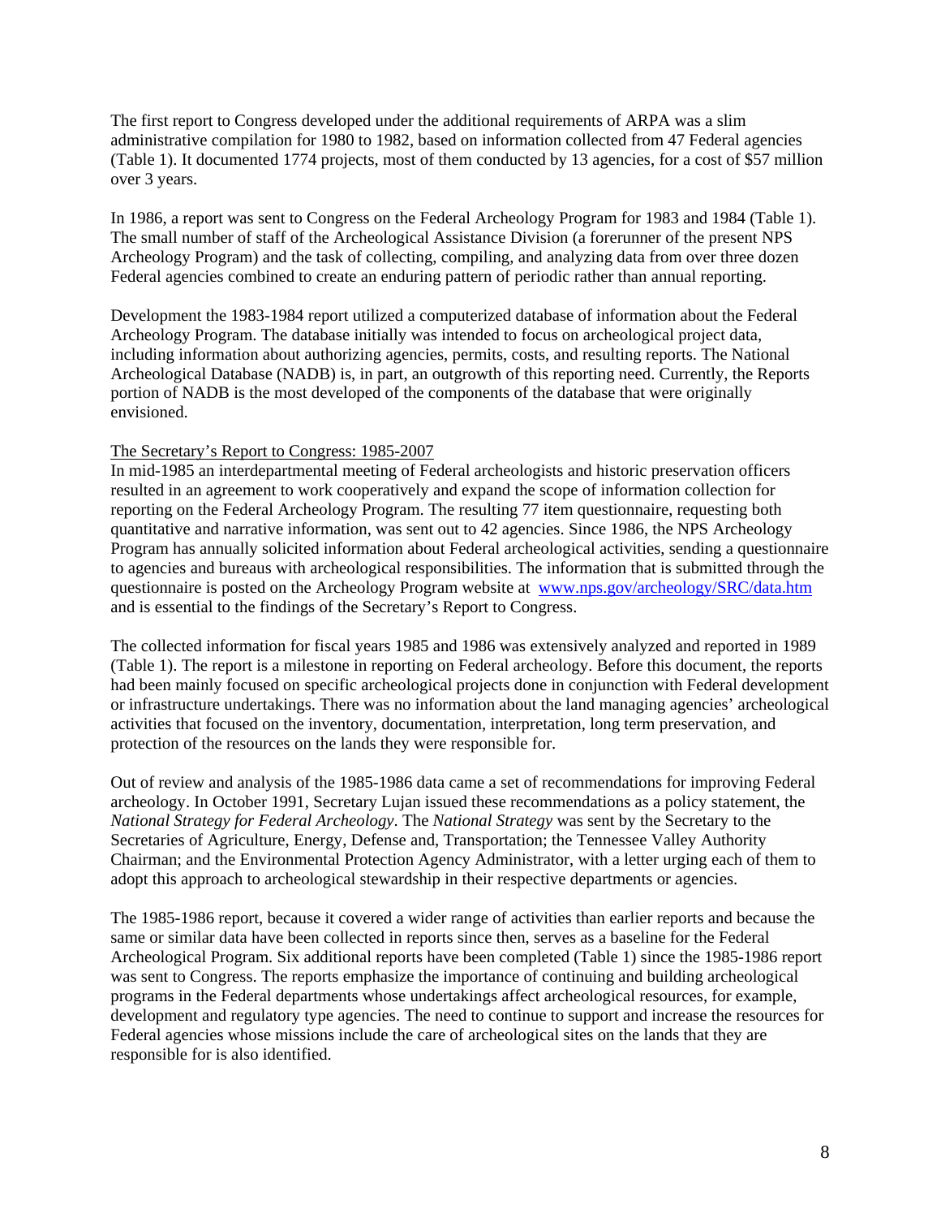The first report to Congress developed under the additional requirements of ARPA was a slim administrative compilation for 1980 to 1982, based on information collected from 47 Federal agencies (Table 1). It documented 1774 projects, most of them conducted by 13 agencies, for a cost of $57 million over 3 years.

In 1986, a report was sent to Congress on the Federal Archeology Program for 1983 and 1984 (Table 1). The small number of staff of the Archeological Assistance Division (a forerunner of the present NPS Archeology Program) and the task of collecting, compiling, and analyzing data from over three dozen Federal agencies combined to create an enduring pattern of periodic rather than annual reporting.

Development the 1983-1984 report utilized a computerized database of information about the Federal Archeology Program. The database initially was intended to focus on archeological project data, including information about authorizing agencies, permits, costs, and resulting reports. The National Archeological Database (NADB) is, in part, an outgrowth of this reporting need. Currently, the Reports portion of NADB is the most developed of the components of the database that were originally envisioned.

The Secretary's Report to Congress: 1985-2007

In mid-1985 an interdepartmental meeting of Federal archeologists and historic preservation officers resulted in an agreement to work cooperatively and expand the scope of information collection for reporting on the Federal Archeology Program. The resulting 77 item questionnaire, requesting both quantitative and narrative information, was sent out to 42 agencies. Since 1986, the NPS Archeology Program has annually solicited information about Federal archeological activities, sending a questionnaire to agencies and bureaus with archeological responsibilities. The information that is submitted through the questionnaire is posted on the Archeology Program website at [www.nps.gov/archeology/SRC/data.htm](http://www.nps.gov/archeology/SRC/data.htm) and is essential to the findings of the Secretary's Report to Congress.

The collected information for fiscal years 1985 and 1986 was extensively analyzed and reported in 1989 (Table 1). The report is a milestone in reporting on Federal archeology. Before this document, the reports had been mainly focused on specific archeological projects done in conjunction with Federal development or infrastructure undertakings. There was no information about the land managing agencies' archeological activities that focused on the inventory, documentation, interpretation, long term preservation, and protection of the resources on the lands they were responsible for.

Out of review and analysis of the 1985-1986 data came a set of recommendations for improving Federal archeology. In October 1991, Secretary Lujan issued these recommendations as a policy statement, the *National Strategy for Federal Archeology*. The *National Strategy* was sent by the Secretary to the Secretaries of Agriculture, Energy, Defense and, Transportation; the Tennessee Valley Authority Chairman; and the Environmental Protection Agency Administrator, with a letter urging each of them to adopt this approach to archeological stewardship in their respective departments or agencies.

The 1985-1986 report, because it covered a wider range of activities than earlier reports and because the same or similar data have been collected in reports since then, serves as a baseline for the Federal Archeological Program. Six additional reports have been completed (Table 1) since the 1985-1986 report was sent to Congress. The reports emphasize the importance of continuing and building archeological programs in the Federal departments whose undertakings affect archeological resources, for example, development and regulatory type agencies. The need to continue to support and increase the resources for Federal agencies whose missions include the care of archeological sites on the lands that they are responsible for is also identified.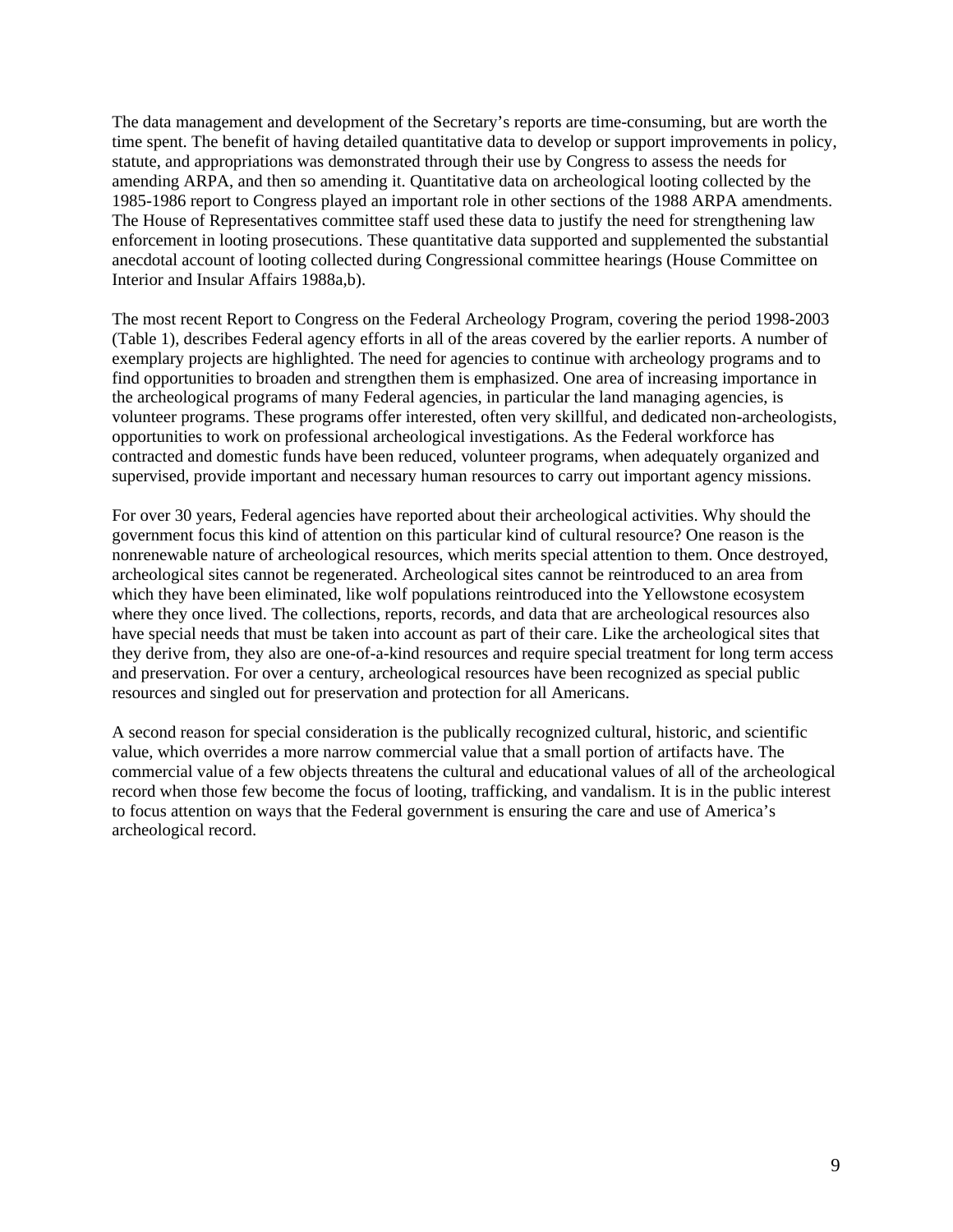The data management and development of the Secretary's reports are time-consuming, but are worth the time spent. The benefit of having detailed quantitative data to develop or support improvements in policy, statute, and appropriations was demonstrated through their use by Congress to assess the needs for amending ARPA, and then so amending it. Quantitative data on archeological looting collected by the 1985-1986 report to Congress played an important role in other sections of the 1988 ARPA amendments. The House of Representatives committee staff used these data to justify the need for strengthening law enforcement in looting prosecutions. These quantitative data supported and supplemented the substantial anecdotal account of looting collected during Congressional committee hearings (House Committee on Interior and Insular Affairs 1988a,b).

The most recent Report to Congress on the Federal Archeology Program, covering the period 1998-2003 (Table 1), describes Federal agency efforts in all of the areas covered by the earlier reports. A number of exemplary projects are highlighted. The need for agencies to continue with archeology programs and to find opportunities to broaden and strengthen them is emphasized. One area of increasing importance in the archeological programs of many Federal agencies, in particular the land managing agencies, is volunteer programs. These programs offer interested, often very skillful, and dedicated non-archeologists, opportunities to work on professional archeological investigations. As the Federal workforce has contracted and domestic funds have been reduced, volunteer programs, when adequately organized and supervised, provide important and necessary human resources to carry out important agency missions.

For over 30 years, Federal agencies have reported about their archeological activities. Why should the government focus this kind of attention on this particular kind of cultural resource? One reason is the nonrenewable nature of archeological resources, which merits special attention to them. Once destroyed, archeological sites cannot be regenerated. Archeological sites cannot be reintroduced to an area from which they have been eliminated, like wolf populations reintroduced into the Yellowstone ecosystem where they once lived. The collections, reports, records, and data that are archeological resources also have special needs that must be taken into account as part of their care. Like the archeological sites that they derive from, they also are one-of-a-kind resources and require special treatment for long term access and preservation. For over a century, archeological resources have been recognized as special public resources and singled out for preservation and protection for all Americans.

A second reason for special consideration is the publically recognized cultural, historic, and scientific value, which overrides a more narrow commercial value that a small portion of artifacts have. The commercial value of a few objects threatens the cultural and educational values of all of the archeological record when those few become the focus of looting, trafficking, and vandalism. It is in the public interest to focus attention on ways that the Federal government is ensuring the care and use of America's archeological record.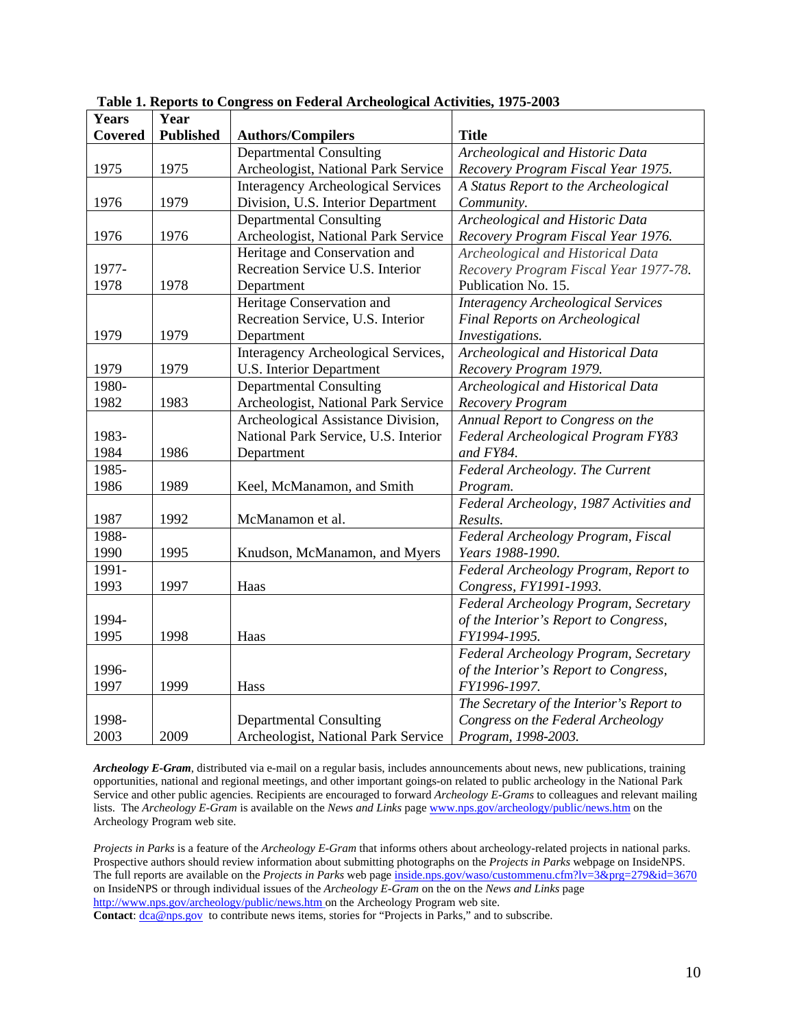**Table 1. Reports to Congress on Federal Archeological Activities, 1975-2003**

| Years Covered | Year Published | Authors/Compilers | Title |
|---|---|---|---|
| 1975 | 1975 | Departmental Consulting Archeologist, National Park Service | *Archeological and Historic Data Recovery Program Fiscal Year 1975.* |
| 1976 | 1979 | Interagency Archeological Services Division, U.S. Interior Department | *A Status Report to the Archeological Community.* |
| 1976 | 1976 | Departmental Consulting Archeologist, National Park Service | *Archeological and Historic Data Recovery Program Fiscal Year 1976.* |
| 1977-1978 | 1978 | Heritage and Conservation and Recreation Service U.S. Interior Department | *Archeological and Historical Data Recovery Program Fiscal Year 1977-78.* Publication No. 15. |
| 1979 | 1979 | Heritage Conservation and Recreation Service, U.S. Interior Department | *Interagency Archeological Services Final Reports on Archeological Investigations.* |
| 1979 | 1979 | Interagency Archeological Services, U.S. Interior Department | *Archeological and Historical Data Recovery Program 1979.* |
| 1980-1982 | 1983 | Departmental Consulting Archeologist, National Park Service | *Archeological and Historical Data Recovery Program* |
| 1983-1984 | 1986 | Archeological Assistance Division, National Park Service, U.S. Interior Department | *Annual Report to Congress on the Federal Archeological Program FY83 and FY84.* |
| 1985-1986 | 1989 | Keel, McManamon, and Smith | *Federal Archeology. The Current Program.* |
| 1987 | 1992 | McManamon et al. | *Federal Archeology, 1987 Activities and Results.* |
| 1988-1990 | 1995 | Knudson, McManamon, and Myers | *Federal Archeology Program, Fiscal Years 1988-1990.* |
| 1991-1993 | 1997 | Haas | *Federal Archeology Program, Report to Congress, FY1991-1993.* |
| 1994-1995 | 1998 | Haas | *Federal Archeology Program, Secretary of the Interior's Report to Congress, FY1994-1995.* |
| 1996-1997 | 1999 | Hass | *Federal Archeology Program, Secretary of the Interior's Report to Congress, FY1996-1997.* |
| 1998-2003 | 2009 | Departmental Consulting Archeologist, National Park Service | *The Secretary of the Interior's Report to Congress on the Federal Archeology Program, 1998-2003.* |

***Archeology E-Gram***, distributed via e-mail on a regular basis, includes announcements about news, new publications, training opportunities, national and regional meetings, and other important goings-on related to public archeology in the National Park Service and other public agencies. Recipients are encouraged to forward *Archeology E-Grams* to colleagues and relevant mailing lists. The *Archeology E-Gram* is available on the *News and Links* page www.nps.gov/archeology/public/news.htm on the Archeology Program web site.

*Projects in Parks* is a feature of the *Archeology E-Gram* that informs others about archeology-related projects in national parks. Prospective authors should review information about submitting photographs on the *Projects in Parks* webpage on InsideNPS. The full reports are available on the *Projects in Parks* web page inside.nps.gov/waso/custommenu.cfm?lv=3&prg=279&id=3670 on InsideNPS or through individual issues of the *Archeology E-Gram* on the on the *News and Links* page http://www.nps.gov/archeology/public/news.htm on the Archeology Program web site.
**Contact**: dca@nps.gov to contribute news items, stories for "Projects in Parks," and to subscribe.